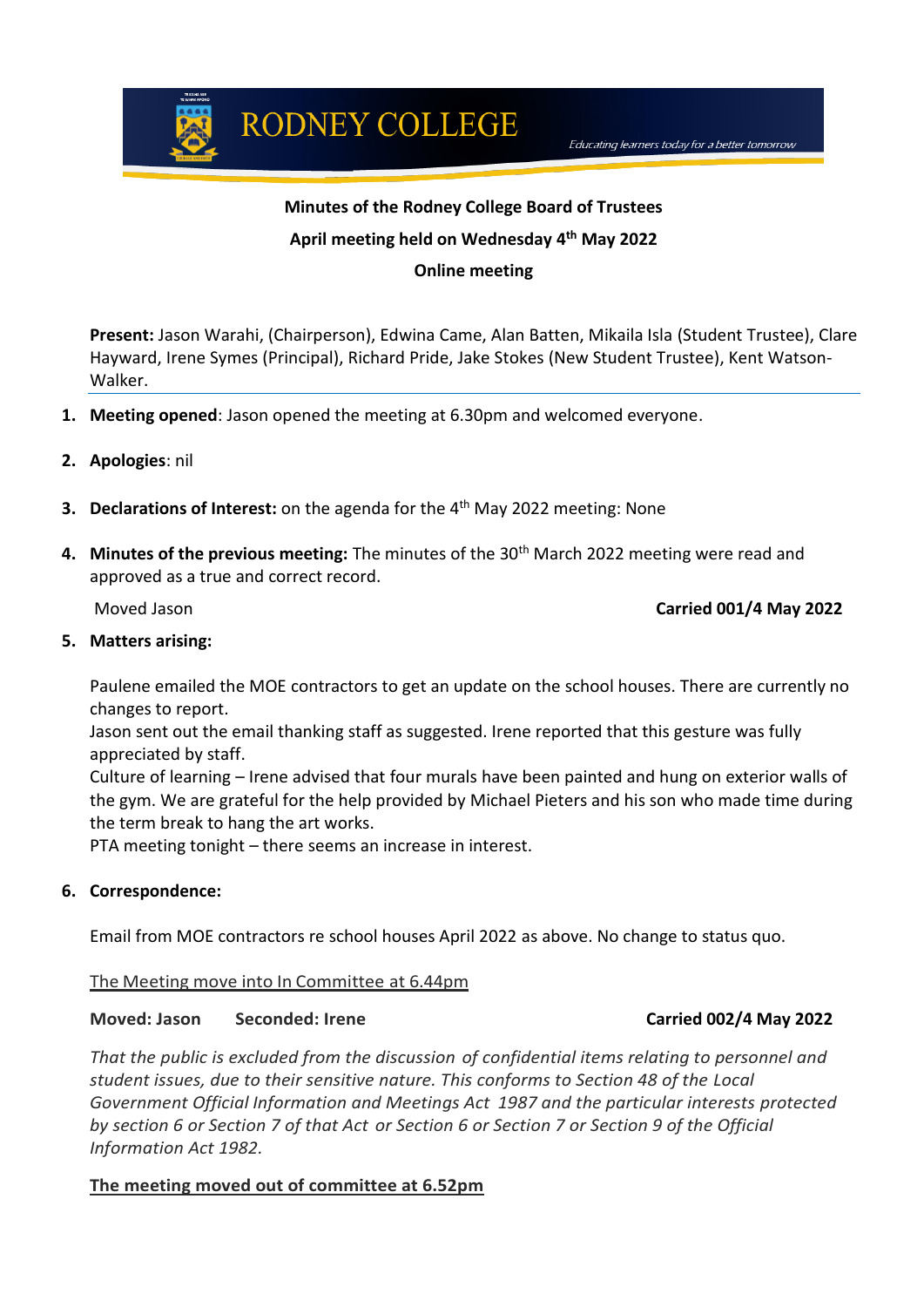# RODNEY COLLEGE

*Educating learners today for a better tomorrow*

**Minutes of the Rodney College Board of Trustees**

**April meeting held on Wednesday 4th May 2022**

**Online meeting**

**Present:** Jason Warahi, (Chairperson), Edwina Came, Alan Batten, Mikaila Isla (Student Trustee), Clare Hayward, Irene Symes (Principal), Richard Pride, Jake Stokes (New Student Trustee), Kent Watson-Walker.

1. **Meeting opened**: Jason opened the meeting at 6.30pm and welcomed everyone.

2. **Apologies**: nil

3. **Declarations of Interest:** on the agenda for the 4th May 2022 meeting: None

4. **Minutes of the previous meeting:** The minutes of the 30th March 2022 meeting were read and approved as a true and correct record.

   Moved Jason **Carried 001/4 May 2022**

5. **Matters arising:**

   Paulene emailed the MOE contractors to get an update on the school houses. There are currently no changes to report.
   Jason sent out the email thanking staff as suggested. Irene reported that this gesture was fully appreciated by staff.
   Culture of learning – Irene advised that four murals have been painted and hung on exterior walls of the gym. We are grateful for the help provided by Michael Pieters and his son who made time during the term break to hang the art works.
   PTA meeting tonight – there seems an increase in interest.

6. **Correspondence:**

   Email from MOE contractors re school houses April 2022 as above. No change to status quo.

   <u>The Meeting move into In Committee at 6.44pm</u>

   **Moved: Jason** **Seconded: Irene** **Carried 002/4 May 2022**

   *That the public is excluded from the discussion of confidential items relating to personnel and student issues, due to their sensitive nature. This conforms to Section 48 of the Local Government Official Information and Meetings Act 1987 and the particular interests protected by section 6 or Section 7 of that Act or Section 6 or Section 7 or Section 9 of the Official Information Act 1982.*

   **<u>The meeting moved out of committee at 6.52pm</u>**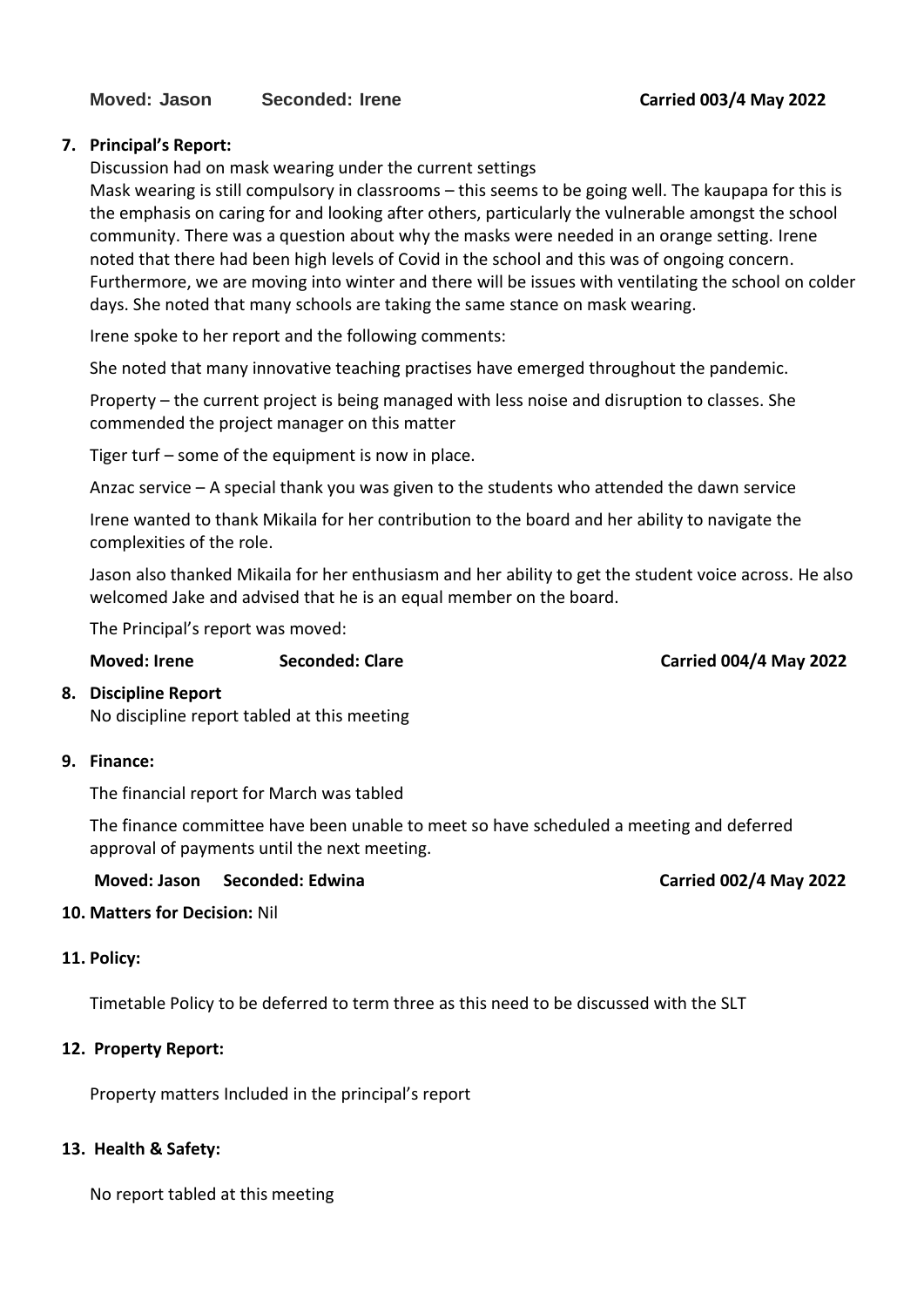**Moved: Jason Seconded: Irene Carried 003/4 May 2022**

7. **Principal's Report:**

   Discussion had on mask wearing under the current settings

   Mask wearing is still compulsory in classrooms – this seems to be going well. The kaupapa for this is the emphasis on caring for and looking after others, particularly the vulnerable amongst the school community. There was a question about why the masks were needed in an orange setting. Irene noted that there had been high levels of Covid in the school and this was of ongoing concern. Furthermore, we are moving into winter and there will be issues with ventilating the school on colder days. She noted that many schools are taking the same stance on mask wearing.

   Irene spoke to her report and the following comments:

   She noted that many innovative teaching practises have emerged throughout the pandemic.

   Property – the current project is being managed with less noise and disruption to classes. She commended the project manager on this matter

   Tiger turf – some of the equipment is now in place.

   Anzac service – A special thank you was given to the students who attended the dawn service

   Irene wanted to thank Mikaila for her contribution to the board and her ability to navigate the complexities of the role.

   Jason also thanked Mikaila for her enthusiasm and her ability to get the student voice across. He also welcomed Jake and advised that he is an equal member on the board.

   The Principal's report was moved:

   **Moved: Irene Seconded: Clare Carried 004/4 May 2022**

8. **Discipline Report**

   No discipline report tabled at this meeting

9. **Finance:**

   The financial report for March was tabled

   The finance committee have been unable to meet so have scheduled a meeting and deferred approval of payments until the next meeting.

   **Moved: Jason Seconded: Edwina Carried 002/4 May 2022**

10. **Matters for Decision:** Nil

11. **Policy:**

    Timetable Policy to be deferred to term three as this need to be discussed with the SLT

12. **Property Report:**

    Property matters Included in the principal's report

13. **Health & Safety:**

    No report tabled at this meeting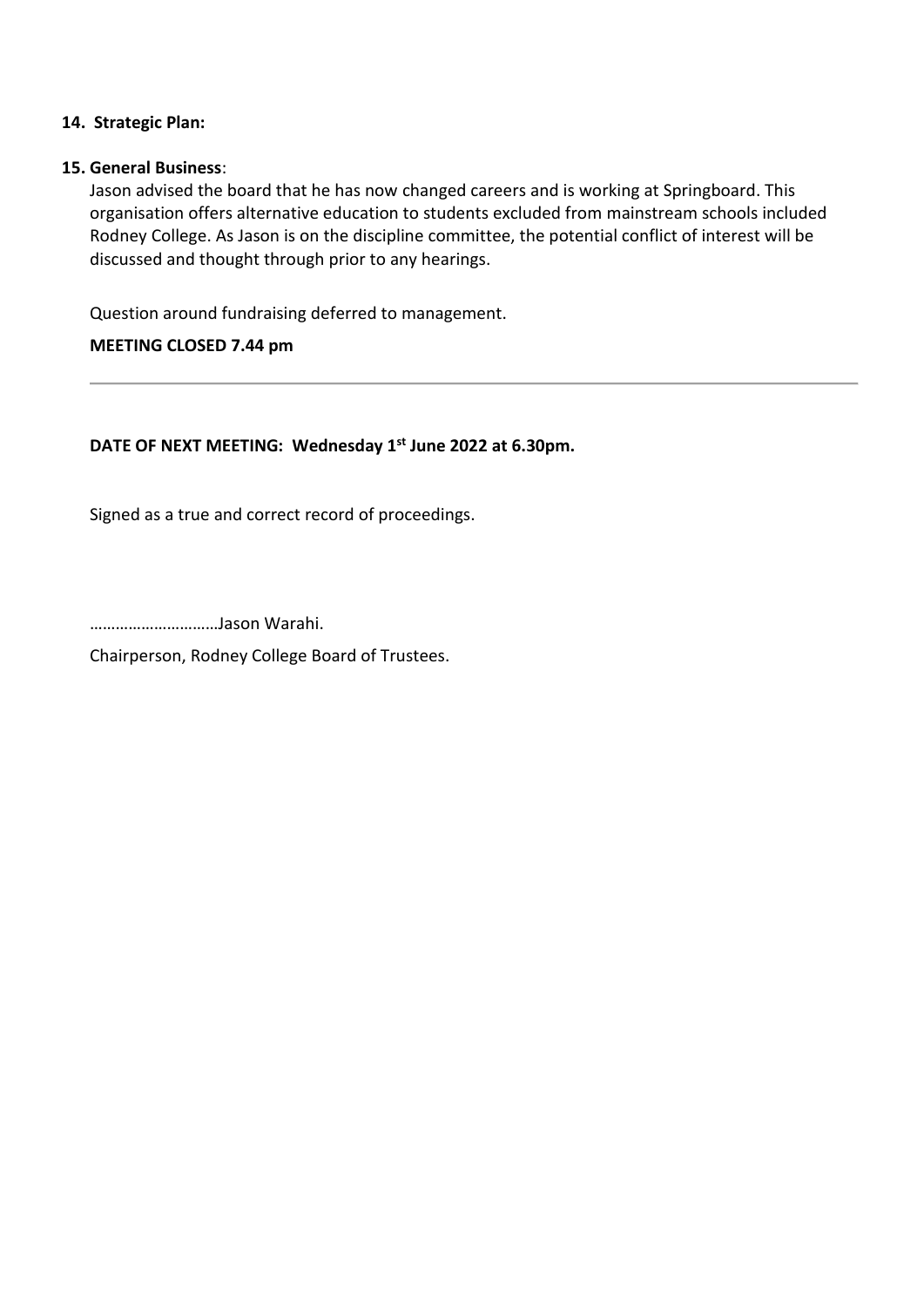**14. Strategic Plan:**

**15. General Business**:

Jason advised the board that he has now changed careers and is working at Springboard. This organisation offers alternative education to students excluded from mainstream schools included Rodney College. As Jason is on the discipline committee, the potential conflict of interest will be discussed and thought through prior to any hearings.

Question around fundraising deferred to management.

**MEETING CLOSED 7.44 pm**

---

**DATE OF NEXT MEETING: Wednesday 1st June 2022 at 6.30pm.**

Signed as a true and correct record of proceedings.

………………………..Jason Warahi.

Chairperson, Rodney College Board of Trustees.